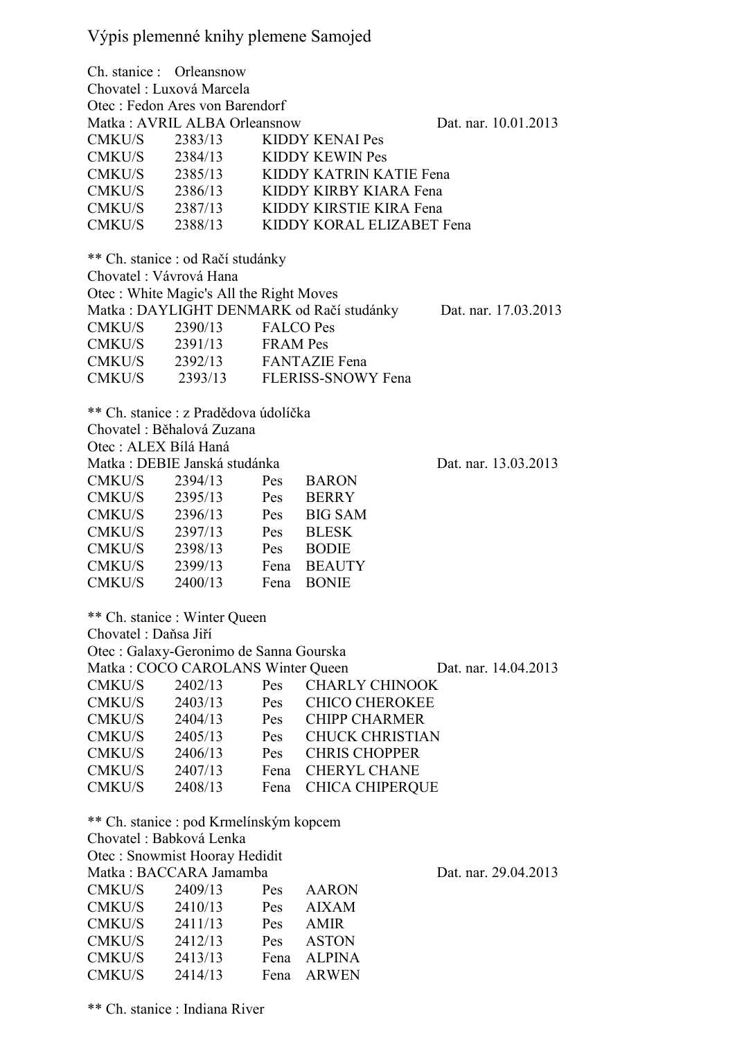# Výpis plemenné knihy plemene Samojed

Ch. stanice : Orleansnow
Chovatel : Luxová Marcela
Otec : Fedon Ares von Barendorf
Matka : AVRIL ALBA Orleansnow — Dat. nar. 10.01.2013

| | | |
|---|---|---|
| CMKU/S | 2383/13 | KIDDY KENAI Pes |
| CMKU/S | 2384/13 | KIDDY KEWIN Pes |
| CMKU/S | 2385/13 | KIDDY KATRIN KATIE Fena |
| CMKU/S | 2386/13 | KIDDY KIRBY KIARA Fena |
| CMKU/S | 2387/13 | KIDDY KIRSTIE KIRA Fena |
| CMKU/S | 2388/13 | KIDDY KORAL ELIZABET Fena |

** Ch. stanice : od Račí studánky
Chovatel : Vávrová Hana
Otec : White Magic's All the Right Moves
Matka : DAYLIGHT DENMARK od Račí studánky — Dat. nar. 17.03.2013

| | | |
|---|---|---|
| CMKU/S | 2390/13 | FALCO Pes |
| CMKU/S | 2391/13 | FRAM Pes |
| CMKU/S | 2392/13 | FANTAZIE Fena |
| CMKU/S | 2393/13 | FLERISS-SNOWY Fena |

** Ch. stanice : z Pradědova údolíčka
Chovatel : Běhalová Zuzana
Otec : ALEX Bílá Haná
Matka : DEBIE Janská studánka — Dat. nar. 13.03.2013

| | | | |
|---|---|---|---|
| CMKU/S | 2394/13 | Pes | BARON |
| CMKU/S | 2395/13 | Pes | BERRY |
| CMKU/S | 2396/13 | Pes | BIG SAM |
| CMKU/S | 2397/13 | Pes | BLESK |
| CMKU/S | 2398/13 | Pes | BODIE |
| CMKU/S | 2399/13 | Fena | BEAUTY |
| CMKU/S | 2400/13 | Fena | BONIE |

** Ch. stanice : Winter Queen
Chovatel : Daňsa Jiří
Otec : Galaxy-Geronimo de Sanna Gourska
Matka : COCO CAROLANS Winter Queen — Dat. nar. 14.04.2013

| | | | |
|---|---|---|---|
| CMKU/S | 2402/13 | Pes | CHARLY CHINOOK |
| CMKU/S | 2403/13 | Pes | CHICO CHEROKEE |
| CMKU/S | 2404/13 | Pes | CHIPP CHARMER |
| CMKU/S | 2405/13 | Pes | CHUCK CHRISTIAN |
| CMKU/S | 2406/13 | Pes | CHRIS CHOPPER |
| CMKU/S | 2407/13 | Fena | CHERYL CHANE |
| CMKU/S | 2408/13 | Fena | CHICA CHIPERQUE |

** Ch. stanice : pod Krmelínským kopcem
Chovatel : Babková Lenka
Otec : Snowmist Hooray Hedidit
Matka : BACCARA Jamamba — Dat. nar. 29.04.2013

| | | | |
|---|---|---|---|
| CMKU/S | 2409/13 | Pes | AARON |
| CMKU/S | 2410/13 | Pes | AIXAM |
| CMKU/S | 2411/13 | Pes | AMIR |
| CMKU/S | 2412/13 | Pes | ASTON |
| CMKU/S | 2413/13 | Fena | ALPINA |
| CMKU/S | 2414/13 | Fena | ARWEN |

** Ch. stanice : Indiana River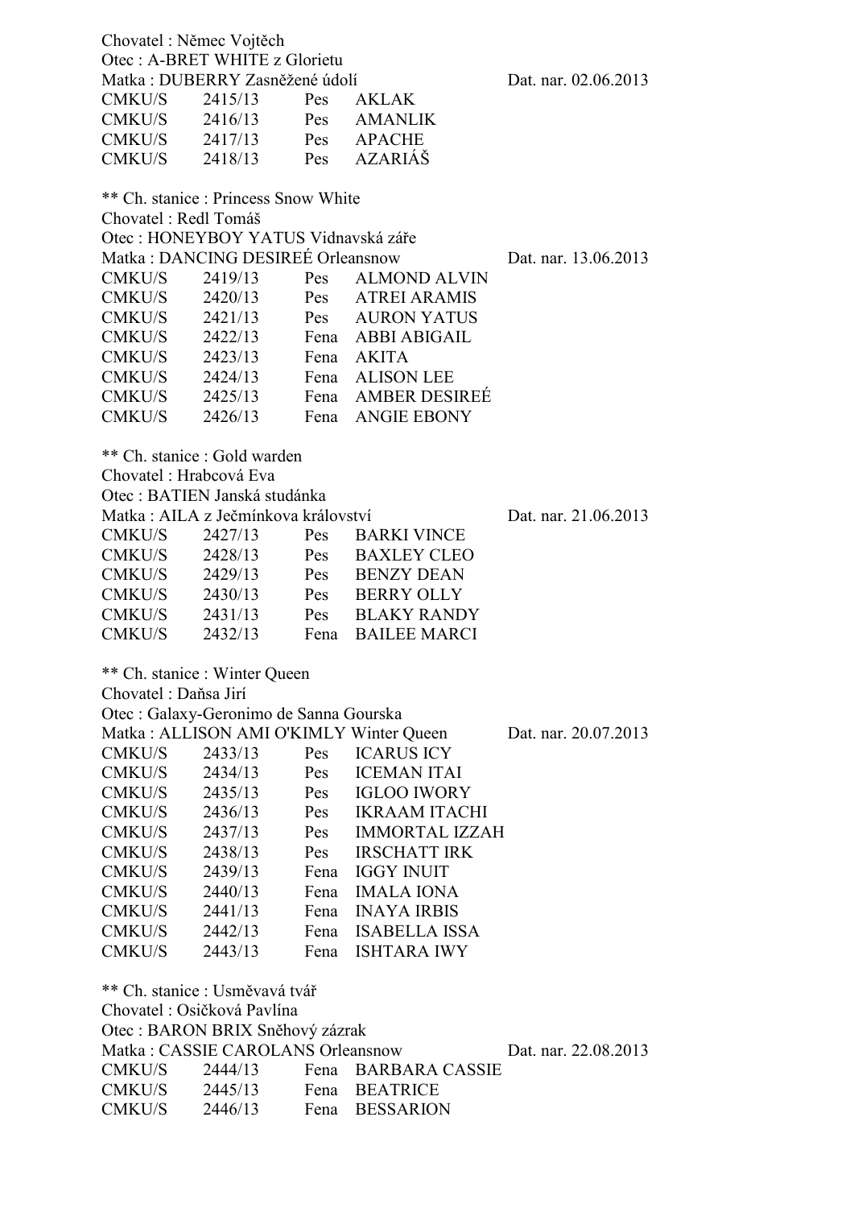Chovatel : Němec Vojtěch
Otec : A-BRET WHITE z Glorietu
Matka : DUBERRY Zasněžené údolí Dat. nar. 02.06.2013

| | | | |
|---|---|---|---|
| CMKU/S | 2415/13 | Pes | AKLAK |
| CMKU/S | 2416/13 | Pes | AMANLIK |
| CMKU/S | 2417/13 | Pes | APACHE |
| CMKU/S | 2418/13 | Pes | AZARIÁŠ |

** Ch. stanice : Princess Snow White
Chovatel : Redl Tomáš
Otec : HONEYBOY YATUS Vidnavská záře
Matka : DANCING DESIREÉ Orleansnow Dat. nar. 13.06.2013

| | | | |
|---|---|---|---|
| CMKU/S | 2419/13 | Pes | ALMOND ALVIN |
| CMKU/S | 2420/13 | Pes | ATREI ARAMIS |
| CMKU/S | 2421/13 | Pes | AURON YATUS |
| CMKU/S | 2422/13 | Fena | ABBI ABIGAIL |
| CMKU/S | 2423/13 | Fena | AKITA |
| CMKU/S | 2424/13 | Fena | ALISON LEE |
| CMKU/S | 2425/13 | Fena | AMBER DESIREÉ |
| CMKU/S | 2426/13 | Fena | ANGIE EBONY |

** Ch. stanice : Gold warden
Chovatel : Hrabcová Eva
Otec : BATIEN Janská studánka
Matka : AILA z Ječmínkova království Dat. nar. 21.06.2013

| | | | |
|---|---|---|---|
| CMKU/S | 2427/13 | Pes | BARKI VINCE |
| CMKU/S | 2428/13 | Pes | BAXLEY CLEO |
| CMKU/S | 2429/13 | Pes | BENZY DEAN |
| CMKU/S | 2430/13 | Pes | BERRY OLLY |
| CMKU/S | 2431/13 | Pes | BLAKY RANDY |
| CMKU/S | 2432/13 | Fena | BAILEE MARCI |

** Ch. stanice : Winter Queen
Chovatel : Daňsa Jirí
Otec : Galaxy-Geronimo de Sanna Gourska
Matka : ALLISON AMI O'KIMLY Winter Queen Dat. nar. 20.07.2013

| | | | |
|---|---|---|---|
| CMKU/S | 2433/13 | Pes | ICARUS ICY |
| CMKU/S | 2434/13 | Pes | ICEMAN ITAI |
| CMKU/S | 2435/13 | Pes | IGLOO IWORY |
| CMKU/S | 2436/13 | Pes | IKRAAM ITACHI |
| CMKU/S | 2437/13 | Pes | IMMORTAL IZZAH |
| CMKU/S | 2438/13 | Pes | IRSCHATT IRK |
| CMKU/S | 2439/13 | Fena | IGGY INUIT |
| CMKU/S | 2440/13 | Fena | IMALA IONA |
| CMKU/S | 2441/13 | Fena | INAYA IRBIS |
| CMKU/S | 2442/13 | Fena | ISABELLA ISSA |
| CMKU/S | 2443/13 | Fena | ISHTARA IWY |

** Ch. stanice : Usměvavá tvář
Chovatel : Osičková Pavlína
Otec : BARON BRIX Sněhový zázrak
Matka : CASSIE CAROLANS Orleansnow Dat. nar. 22.08.2013

| | | | |
|---|---|---|---|
| CMKU/S | 2444/13 | Fena | BARBARA CASSIE |
| CMKU/S | 2445/13 | Fena | BEATRICE |
| CMKU/S | 2446/13 | Fena | BESSARION |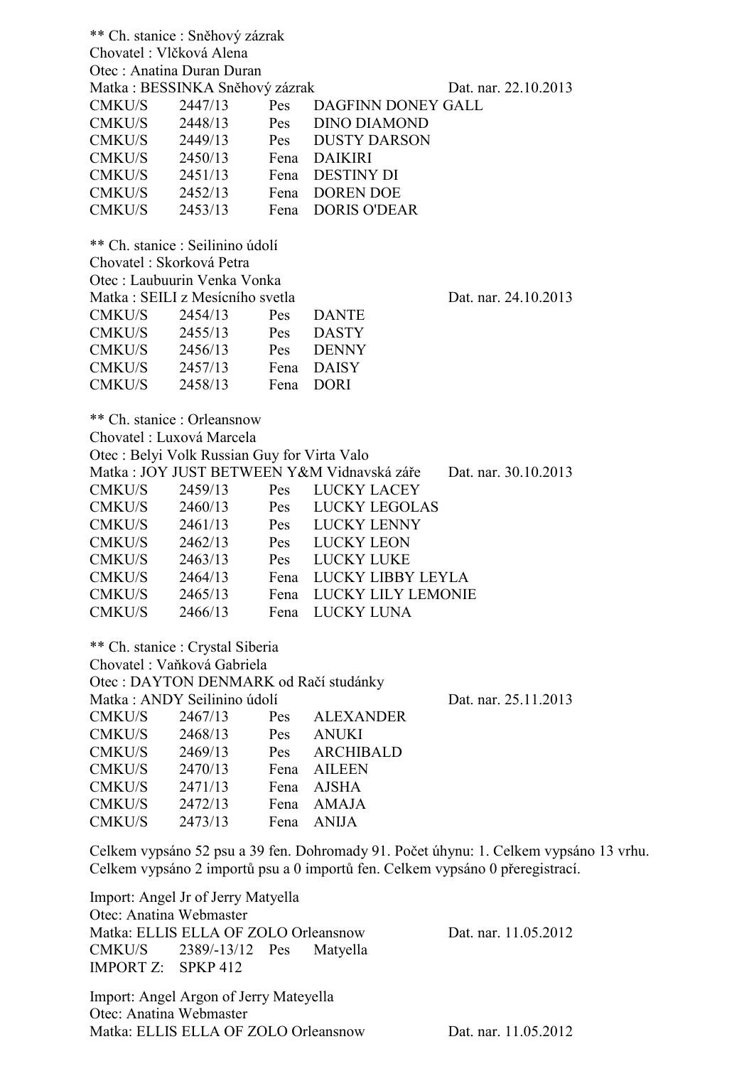** Ch. stanice : Sněhový zázrak
Chovatel : Vlčková Alena
Otec : Anatina Duran Duran
Matka : BESSINKA Sněhový zázrak Dat. nar. 22.10.2013

| | | | |
|---|---|---|---|
| CMKU/S | 2447/13 | Pes | DAGFINN DONEY GALL |
| CMKU/S | 2448/13 | Pes | DINO DIAMOND |
| CMKU/S | 2449/13 | Pes | DUSTY DARSON |
| CMKU/S | 2450/13 | Fena | DAIKIRI |
| CMKU/S | 2451/13 | Fena | DESTINY DI |
| CMKU/S | 2452/13 | Fena | DOREN DOE |
| CMKU/S | 2453/13 | Fena | DORIS O'DEAR |

** Ch. stanice : Seilinino údolí
Chovatel : Skorková Petra
Otec : Laubuurin Venka Vonka
Matka : SEILI z Mesícního svetla Dat. nar. 24.10.2013

| | | | |
|---|---|---|---|
| CMKU/S | 2454/13 | Pes | DANTE |
| CMKU/S | 2455/13 | Pes | DASTY |
| CMKU/S | 2456/13 | Pes | DENNY |
| CMKU/S | 2457/13 | Fena | DAISY |
| CMKU/S | 2458/13 | Fena | DORI |

** Ch. stanice : Orleansnow
Chovatel : Luxová Marcela
Otec : Belyi Volk Russian Guy for Virta Valo
Matka : JOY JUST BETWEEN Y&M Vidnavská záře Dat. nar. 30.10.2013

| | | | |
|---|---|---|---|
| CMKU/S | 2459/13 | Pes | LUCKY LACEY |
| CMKU/S | 2460/13 | Pes | LUCKY LEGOLAS |
| CMKU/S | 2461/13 | Pes | LUCKY LENNY |
| CMKU/S | 2462/13 | Pes | LUCKY LEON |
| CMKU/S | 2463/13 | Pes | LUCKY LUKE |
| CMKU/S | 2464/13 | Fena | LUCKY LIBBY LEYLA |
| CMKU/S | 2465/13 | Fena | LUCKY LILY LEMONIE |
| CMKU/S | 2466/13 | Fena | LUCKY LUNA |

** Ch. stanice : Crystal Siberia
Chovatel : Vaňková Gabriela
Otec : DAYTON DENMARK od Račí studánky
Matka : ANDY Seilinino údolí Dat. nar. 25.11.2013

| | | | |
|---|---|---|---|
| CMKU/S | 2467/13 | Pes | ALEXANDER |
| CMKU/S | 2468/13 | Pes | ANUKI |
| CMKU/S | 2469/13 | Pes | ARCHIBALD |
| CMKU/S | 2470/13 | Fena | AILEEN |
| CMKU/S | 2471/13 | Fena | AJSHA |
| CMKU/S | 2472/13 | Fena | AMAJA |
| CMKU/S | 2473/13 | Fena | ANIJA |

Celkem vypsáno 52 psu a 39 fen. Dohromady 91. Počet úhynu: 1. Celkem vypsáno 13 vrhu.
Celkem vypsáno 2 importů psu a 0 importů fen. Celkem vypsáno 0 přeregistrací.

Import: Angel Jr of Jerry Matyella
Otec: Anatina Webmaster
Matka: ELLIS ELLA OF ZOLO Orleansnow Dat. nar. 11.05.2012
CMKU/S 2389/-13/12 Pes Matyella
IMPORT Z: SPKP 412

Import: Angel Argon of Jerry Mateyella
Otec: Anatina Webmaster
Matka: ELLIS ELLA OF ZOLO Orleansnow Dat. nar. 11.05.2012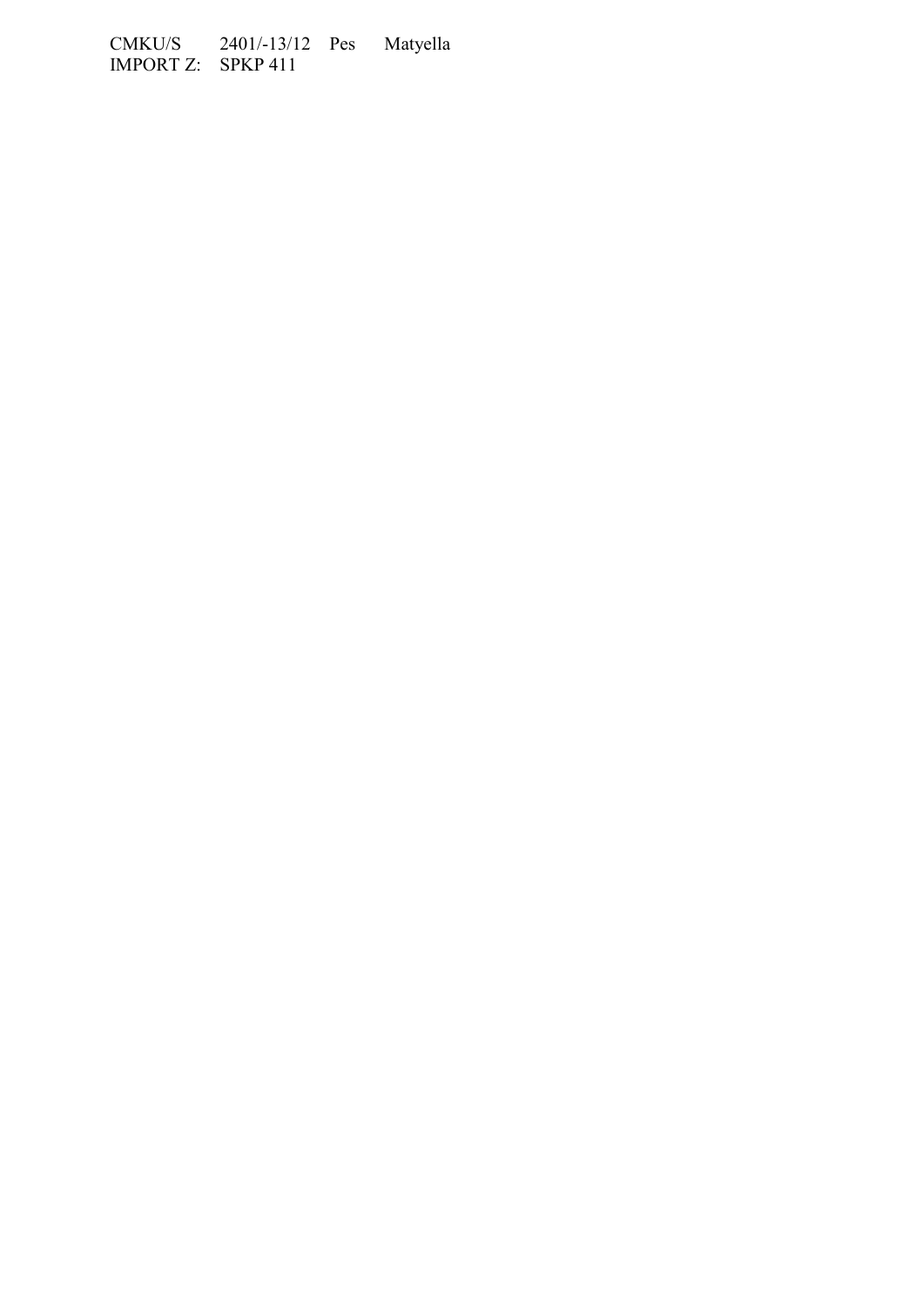| | | | |
|---|---|---|---|
| CMKU/S | 2401/-13/12 | Pes | Matyella |
| IMPORT Z: | SPKP 411 | | |